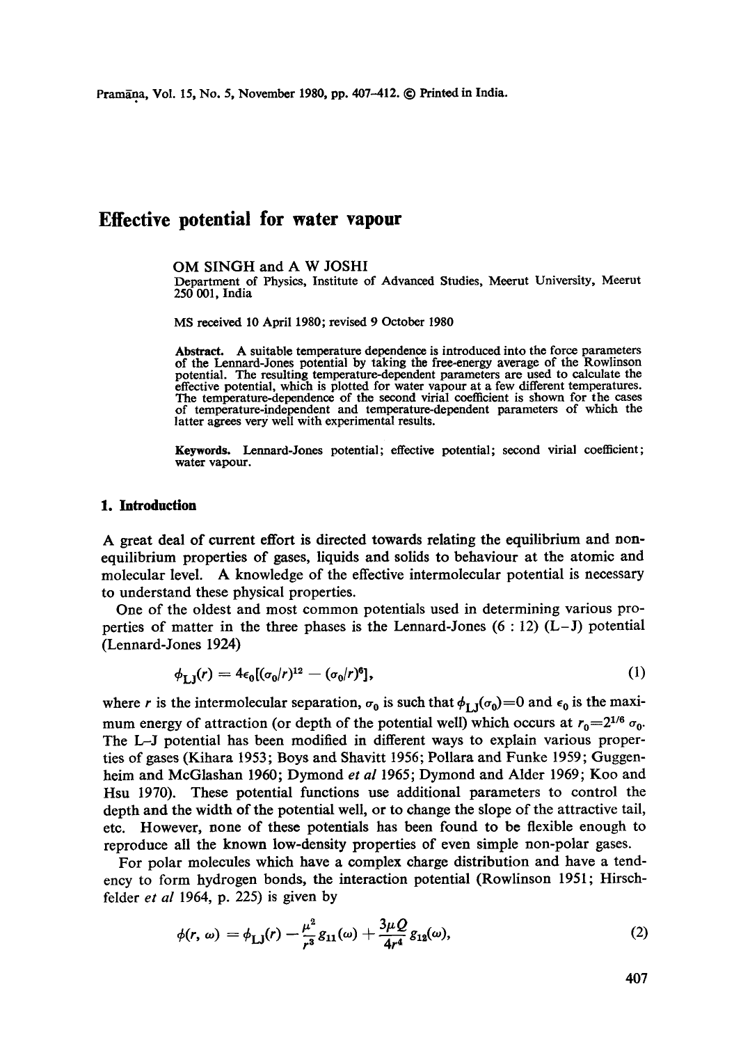# Effective potential for water vapour

OM SINGH and A W JOSHI

Department of Physics, Institute of Advanced Studies, Meerut University, Meerut 250 001, India

MS received 10 April 1980; revised 9 October 1980

**Abstract.** A suitable temperature dependence is introduced into the force parameters of the Lennard-Jones potential by taking the free-energy average of the Rowlinson potential. The resulting temperature-dependent parameters are used to calculate the effective potential, which is plotted for water vapour at a few different temperatures. The temperature-dependence of the second virial coefficient is shown for the cases of temperature-independent and temperature-dependent parameters of which the latter agrees very well with experimental results.

**Keywords.** Lennard-Jones potential; effective potential; second virial coefficient; water vapour.

## 1. Introduction

A great deal of current effort is directed towards relating the equilibrium and non-equilibrium properties of gases, liquids and solids to behaviour at the atomic and molecular level. A knowledge of the effective intermolecular potential is necessary to understand these physical properties.

One of the oldest and most common potentials used in determining various properties of matter in the three phases is the Lennard-Jones (6 : 12) (L–J) potential (Lennard-Jones 1924)

$$\phi_{LJ}(r) = 4\epsilon_0[(\sigma_0/r)^{12} - (\sigma_0/r)^6], \tag{1}$$

where $r$ is the intermolecular separation, $\sigma_0$ is such that $\phi_{LJ}(\sigma_0)=0$ and $\epsilon_0$ is the maximum energy of attraction (or depth of the potential well) which occurs at $r_0=2^{1/6}\,\sigma_0$. The L–J potential has been modified in different ways to explain various properties of gases (Kihara 1953; Boys and Shavitt 1956; Pollara and Funke 1959; Guggenheim and McGlashan 1960; Dymond *et al* 1965; Dymond and Alder 1969; Koo and Hsu 1970). These potential functions use additional parameters to control the depth and the width of the potential well, or to change the slope of the attractive tail, etc. However, none of these potentials has been found to be flexible enough to reproduce all the known low-density properties of even simple non-polar gases.

For polar molecules which have a complex charge distribution and have a tendency to form hydrogen bonds, the interaction potential (Rowlinson 1951; Hirschfelder *et al* 1964, p. 225) is given by

$$\phi(r, \omega) = \phi_{LJ}(r) - \frac{\mu^2}{r^3} g_{11}(\omega) + \frac{3\mu Q}{4r^4} g_{12}(\omega), \tag{2}$$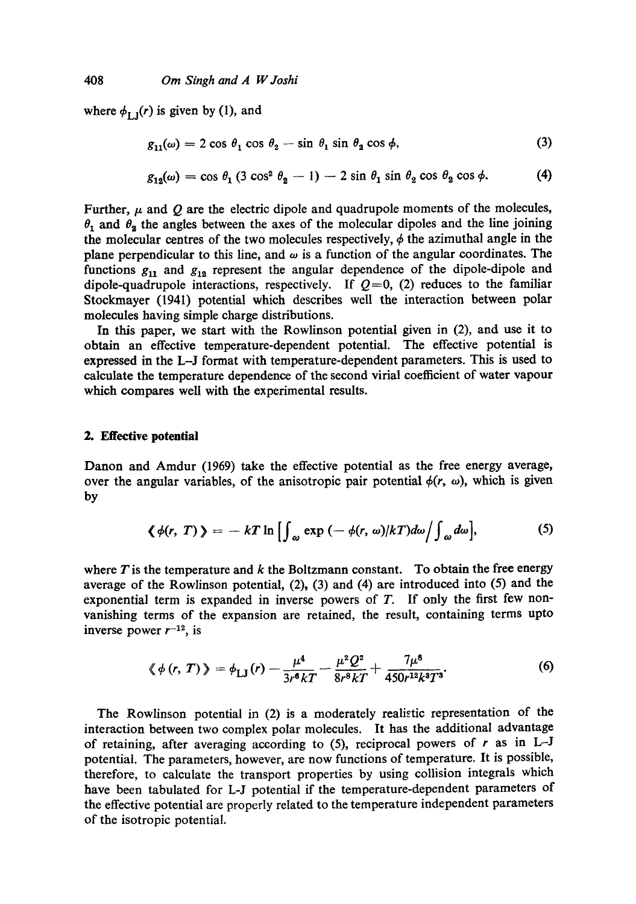where $\phi_{LJ}(r)$ is given by (1), and

$$g_{11}(\omega) = 2 \cos \theta_1 \cos \theta_2 - \sin \theta_1 \sin \theta_2 \cos \phi, \tag{3}$$

$$g_{12}(\omega) = \cos \theta_1 (3 \cos^2 \theta_2 - 1) - 2 \sin \theta_1 \sin \theta_2 \cos \theta_2 \cos \phi. \tag{4}$$

Further, $\mu$ and $Q$ are the electric dipole and quadrupole moments of the molecules, $\theta_1$ and $\theta_2$ the angles between the axes of the molecular dipoles and the line joining the molecular centres of the two molecules respectively, $\phi$ the azimuthal angle in the plane perpendicular to this line, and $\omega$ is a function of the angular coordinates. The functions $g_{11}$ and $g_{12}$ represent the angular dependence of the dipole-dipole and dipole-quadrupole interactions, respectively. If $Q=0$, (2) reduces to the familiar Stockmayer (1941) potential which describes well the interaction between polar molecules having simple charge distributions.

In this paper, we start with the Rowlinson potential given in (2), and use it to obtain an effective temperature-dependent potential. The effective potential is expressed in the L–J format with temperature-dependent parameters. This is used to calculate the temperature dependence of the second virial coefficient of water vapour which compares well with the experimental results.

## 2. Effective potential

Danon and Amdur (1969) take the effective potential as the free energy average, over the angular variables, of the anisotropic pair potential $\phi(r, \omega)$, which is given by

$$\langle \phi(r, T) \rangle = -kT \ln \left[ \int_\omega \exp(-\phi(r, \omega)/kT) d\omega \Big/ \int_\omega d\omega \right], \tag{5}$$

where $T$ is the temperature and $k$ the Boltzmann constant. To obtain the free energy average of the Rowlinson potential, (2), (3) and (4) are introduced into (5) and the exponential term is expanded in inverse powers of $T$. If only the first few non-vanishing terms of the expansion are retained, the result, containing terms upto inverse power $r^{-12}$, is

$$\langle \phi(r, T) \rangle = \phi_{LJ}(r) - \frac{\mu^4}{3r^6 kT} - \frac{\mu^2 Q^2}{8r^8 kT} + \frac{7\mu^8}{450 r^{12} k^3 T^3}. \tag{6}$$

The Rowlinson potential in (2) is a moderately realistic representation of the interaction between two complex polar molecules. It has the additional advantage of retaining, after averaging according to (5), reciprocal powers of $r$ as in L–J potential. The parameters, however, are now functions of temperature. It is possible, therefore, to calculate the transport properties by using collision integrals which have been tabulated for L-J potential if the temperature-dependent parameters of the effective potential are properly related to the temperature independent parameters of the isotropic potential.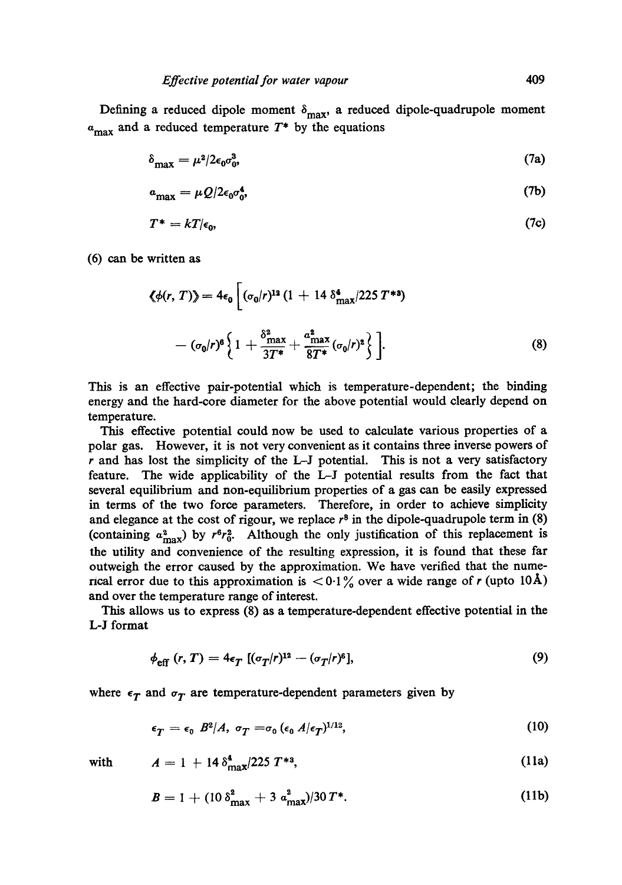Defining a reduced dipole moment $\delta_{max}$, a reduced dipole-quadrupole moment $\alpha_{max}$ and a reduced temperature $T^*$ by the equations

$$\delta_{max} = \mu^2/2\epsilon_0\sigma_0^3, \tag{7a}$$

$$\alpha_{max} = \mu Q/2\epsilon_0\sigma_0^4, \tag{7b}$$

$$T^* = kT/\epsilon_0, \tag{7c}$$

(6) can be written as

$$\langle\phi(r, T)\rangle = 4\epsilon_0 \left[(\sigma_0/r)^{12}(1 + 14\,\delta_{max}^4/225\,T^{*3}) - (\sigma_0/r)^6\left\{1 + \frac{\delta_{max}^2}{3T^*} + \frac{\alpha_{max}^2}{8T^*}(\sigma_0/r)^2\right\}\right]. \tag{8}$$

This is an effective pair-potential which is temperature-dependent; the binding energy and the hard-core diameter for the above potential would clearly depend on temperature.

This effective potential could now be used to calculate various properties of a polar gas. However, it is not very convenient as it contains three inverse powers of $r$ and has lost the simplicity of the L–J potential. This is not a very satisfactory feature. The wide applicability of the L–J potential results from the fact that several equilibrium and non-equilibrium properties of a gas can be easily expressed in terms of the two force parameters. Therefore, in order to achieve simplicity and elegance at the cost of rigour, we replace $r^8$ in the dipole-quadrupole term in (8) (containing $\alpha_{max}^2$) by $r^6 r_0^2$. Although the only justification of this replacement is the utility and convenience of the resulting expression, it is found that these far outweigh the error caused by the approximation. We have verified that the numerical error due to this approximation is $< 0.1\%$ over a wide range of $r$ (upto 10 Å) and over the temperature range of interest.

This allows us to express (8) as a temperature-dependent effective potential in the L–J format

$$\phi_{eff}(r, T) = 4\epsilon_T\,[(\sigma_T/r)^{12} - (\sigma_T/r)^6], \tag{9}$$

where $\epsilon_T$ and $\sigma_T$ are temperature-dependent parameters given by

$$\epsilon_T = \epsilon_0\,B^2/A, \quad \sigma_T = \sigma_0\,(\epsilon_0\,A/\epsilon_T)^{1/12}, \tag{10}$$

with

$$A = 1 + 14\,\delta_{max}^4/225\,T^{*3}, \tag{11a}$$

$$B = 1 + (10\,\delta_{max}^2 + 3\,\alpha_{max}^2)/30\,T^*. \tag{11b}$$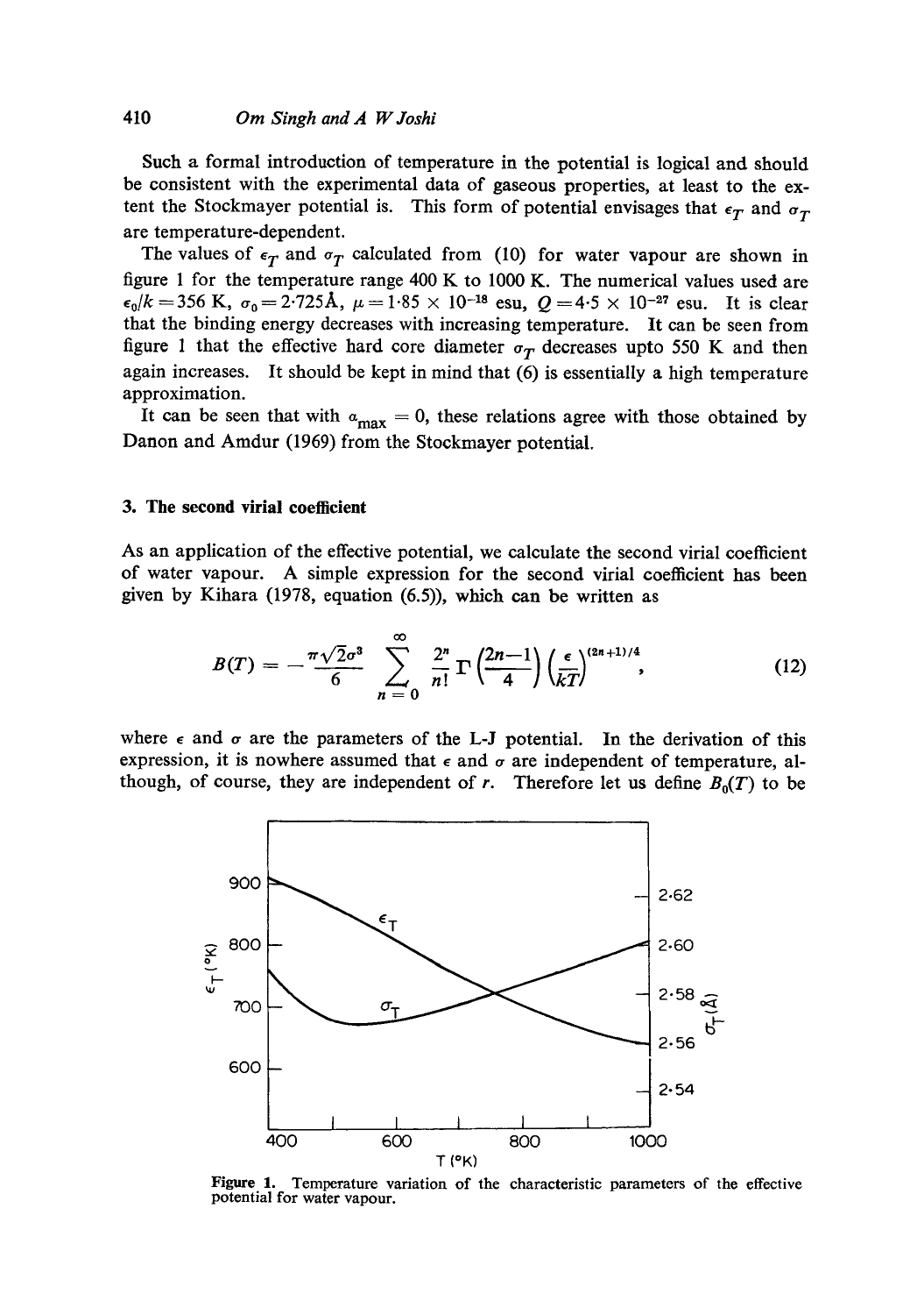Such a formal introduction of temperature in the potential is logical and should be consistent with the experimental data of gaseous properties, at least to the extent the Stockmayer potential is. This form of potential envisages that $\epsilon_T$ and $\sigma_T$ are temperature-dependent.

The values of $\epsilon_T$ and $\sigma_T$ calculated from (10) for water vapour are shown in figure 1 for the temperature range 400 K to 1000 K. The numerical values used are $\epsilon_0/k = 356$ K, $\sigma_0 = 2{\cdot}725$Å, $\mu = 1{\cdot}85 \times 10^{-18}$ esu, $Q = 4{\cdot}5 \times 10^{-27}$ esu. It is clear that the binding energy decreases with increasing temperature. It can be seen from figure 1 that the effective hard core diameter $\sigma_T$ decreases upto 550 K and then again increases. It should be kept in mind that (6) is essentially a high temperature approximation.

It can be seen that with $\alpha_{\max} = 0$, these relations agree with those obtained by Danon and Amdur (1969) from the Stockmayer potential.

## 3. The second virial coefficient

As an application of the effective potential, we calculate the second virial coefficient of water vapour. A simple expression for the second virial coefficient has been given by Kihara (1978, equation (6.5)), which can be written as

$$B(T) = -\frac{\pi\sqrt{2}\sigma^3}{6} \sum_{n=0}^{\infty} \frac{2^n}{n!} \Gamma\left(\frac{2n-1}{4}\right) \left(\frac{\epsilon}{kT}\right)^{(2n+1)/4}, \tag{12}$$

where $\epsilon$ and $\sigma$ are the parameters of the L-J potential. In the derivation of this expression, it is nowhere assumed that $\epsilon$ and $\sigma$ are independent of temperature, although, of course, they are independent of $r$. Therefore let us define $B_0(T)$ to be

**Figure 1.** Temperature variation of the characteristic parameters of the effective potential for water vapour.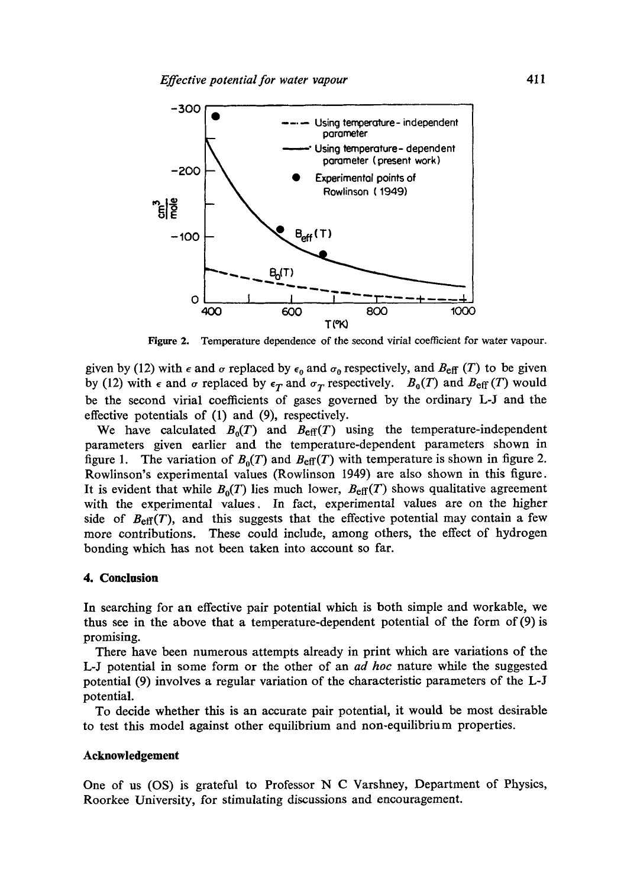Figure 2. Temperature dependence of the second virial coefficient for water vapour.

given by (12) with $\epsilon$ and $\sigma$ replaced by $\epsilon_0$ and $\sigma_0$ respectively, and $B_{\mathrm{eff}}(T)$ to be given by (12) with $\epsilon$ and $\sigma$ replaced by $\epsilon_T$ and $\sigma_T$ respectively. $B_0(T)$ and $B_{\mathrm{eff}}(T)$ would be the second virial coefficients of gases governed by the ordinary L-J and the effective potentials of (1) and (9), respectively.

We have calculated $B_0(T)$ and $B_{\mathrm{eff}}(T)$ using the temperature-independent parameters given earlier and the temperature-dependent parameters shown in figure 1. The variation of $B_0(T)$ and $B_{\mathrm{eff}}(T)$ with temperature is shown in figure 2. Rowlinson's experimental values (Rowlinson 1949) are also shown in this figure. It is evident that while $B_0(T)$ lies much lower, $B_{\mathrm{eff}}(T)$ shows qualitative agreement with the experimental values. In fact, experimental values are on the higher side of $B_{\mathrm{eff}}(T)$, and this suggests that the effective potential may contain a few more contributions. These could include, among others, the effect of hydrogen bonding which has not been taken into account so far.

## 4. Conclusion

In searching for an effective pair potential which is both simple and workable, we thus see in the above that a temperature-dependent potential of the form of (9) is promising.

There have been numerous attempts already in print which are variations of the L-J potential in some form or the other of an *ad hoc* nature while the suggested potential (9) involves a regular variation of the characteristic parameters of the L-J potential.

To decide whether this is an accurate pair potential, it would be most desirable to test this model against other equilibrium and non-equilibrium properties.

## Acknowledgement

One of us (OS) is grateful to Professor N C Varshney, Department of Physics, Roorkee University, for stimulating discussions and encouragement.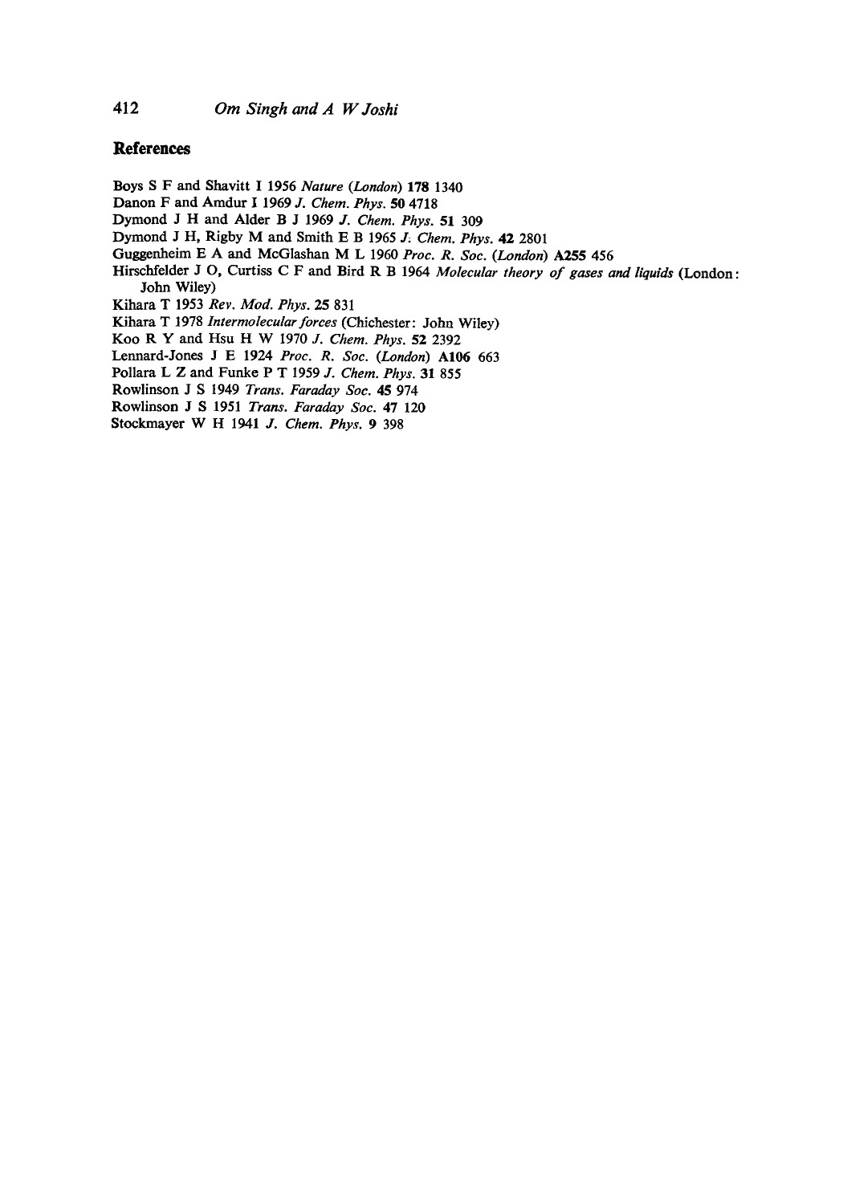## References

Boys S F and Shavitt I 1956 *Nature (London)* **178** 1340

Danon F and Amdur I 1969 *J. Chem. Phys.* **50** 4718

Dymond J H and Alder B J 1969 *J. Chem. Phys.* **51** 309

Dymond J H, Rigby M and Smith E B 1965 *J. Chem. Phys.* **42** 2801

Guggenheim E A and McGlashan M L 1960 *Proc. R. Soc. (London)* **A255** 456

Hirschfelder J O, Curtiss C F and Bird R B 1964 *Molecular theory of gases and liquids* (London: John Wiley)

Kihara T 1953 *Rev. Mod. Phys.* **25** 831

Kihara T 1978 *Intermolecular forces* (Chichester: John Wiley)

Koo R Y and Hsu H W 1970 *J. Chem. Phys.* **52** 2392

Lennard-Jones J E 1924 *Proc. R. Soc. (London)* **A106** 663

Pollara L Z and Funke P T 1959 *J. Chem. Phys.* **31** 855

Rowlinson J S 1949 *Trans. Faraday Soc.* **45** 974

Rowlinson J S 1951 *Trans. Faraday Soc.* **47** 120

Stockmayer W H 1941 *J. Chem. Phys.* **9** 398